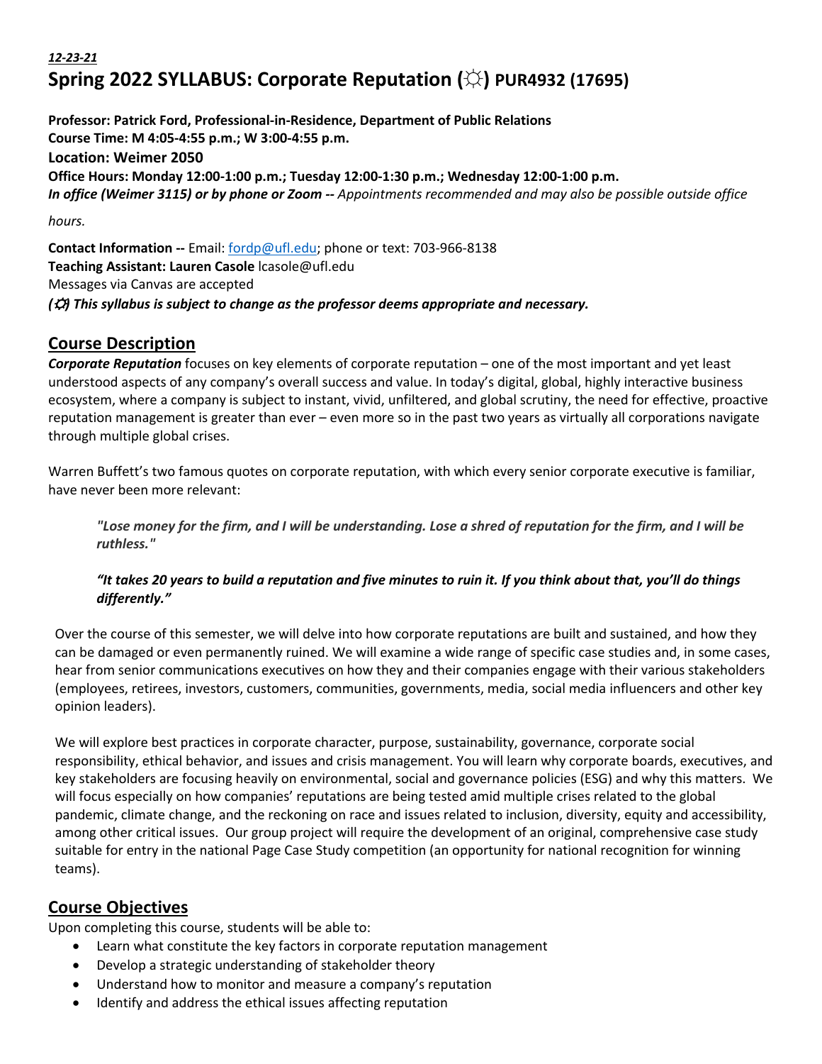***12-23-21***

# Spring 2022 SYLLABUS: Corporate Reputation (☼) PUR4932 (17695)

**Professor: Patrick Ford, Professional-in-Residence, Department of Public Relations**
**Course Time: M 4:05-4:55 p.m.; W 3:00-4:55 p.m.**
**Location: Weimer 2050**
**Office Hours: Monday 12:00-1:00 p.m.; Tuesday 12:00-1:30 p.m.; Wednesday 12:00-1:00 p.m.**
***In office (Weimer 3115) or by phone or Zoom --*** *Appointments recommended and may also be possible outside office hours.*

**Contact Information --** Email: fordp@ufl.edu; phone or text: 703-966-8138
**Teaching Assistant: Lauren Casole** lcasole@ufl.edu
Messages via Canvas are accepted
***(☼) This syllabus is subject to change as the professor deems appropriate and necessary.***

## Course Description

***Corporate Reputation*** focuses on key elements of corporate reputation – one of the most important and yet least understood aspects of any company's overall success and value. In today's digital, global, highly interactive business ecosystem, where a company is subject to instant, vivid, unfiltered, and global scrutiny, the need for effective, proactive reputation management is greater than ever – even more so in the past two years as virtually all corporations navigate through multiple global crises.

Warren Buffett's two famous quotes on corporate reputation, with which every senior corporate executive is familiar, have never been more relevant:

> ***"Lose money for the firm, and I will be understanding. Lose a shred of reputation for the firm, and I will be ruthless."***
>
> ***"It takes 20 years to build a reputation and five minutes to ruin it. If you think about that, you'll do things differently."***

Over the course of this semester, we will delve into how corporate reputations are built and sustained, and how they can be damaged or even permanently ruined. We will examine a wide range of specific case studies and, in some cases, hear from senior communications executives on how they and their companies engage with their various stakeholders (employees, retirees, investors, customers, communities, governments, media, social media influencers and other key opinion leaders).

We will explore best practices in corporate character, purpose, sustainability, governance, corporate social responsibility, ethical behavior, and issues and crisis management. You will learn why corporate boards, executives, and key stakeholders are focusing heavily on environmental, social and governance policies (ESG) and why this matters. We will focus especially on how companies' reputations are being tested amid multiple crises related to the global pandemic, climate change, and the reckoning on race and issues related to inclusion, diversity, equity and accessibility, among other critical issues. Our group project will require the development of an original, comprehensive case study suitable for entry in the national Page Case Study competition (an opportunity for national recognition for winning teams).

## Course Objectives

Upon completing this course, students will be able to:

- Learn what constitute the key factors in corporate reputation management
- Develop a strategic understanding of stakeholder theory
- Understand how to monitor and measure a company's reputation
- Identify and address the ethical issues affecting reputation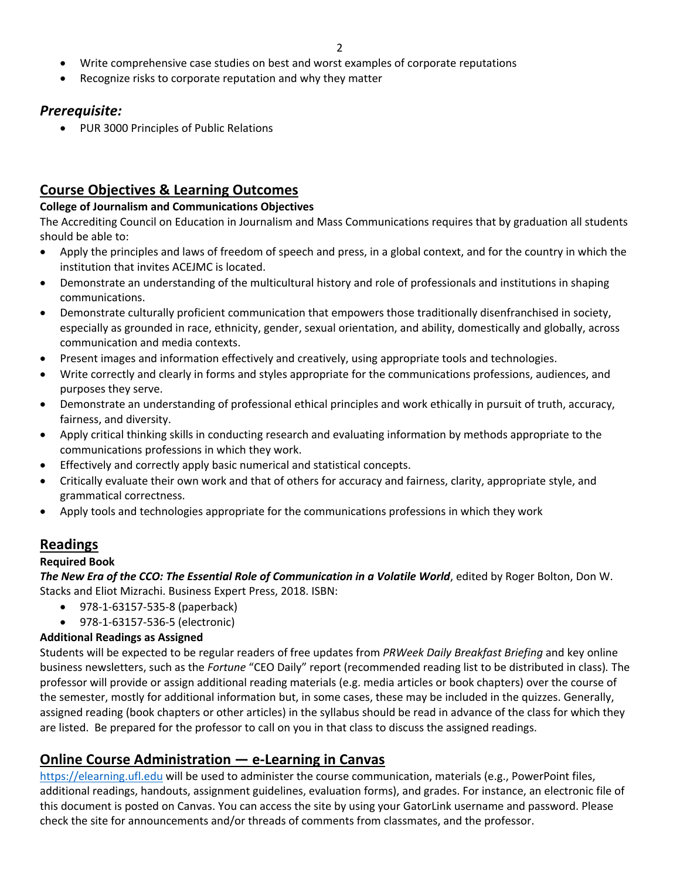- Write comprehensive case studies on best and worst examples of corporate reputations
- Recognize risks to corporate reputation and why they matter

### *Prerequisite:*

- PUR 3000 Principles of Public Relations

## Course Objectives & Learning Outcomes

**College of Journalism and Communications Objectives**

The Accrediting Council on Education in Journalism and Mass Communications requires that by graduation all students should be able to:

- Apply the principles and laws of freedom of speech and press, in a global context, and for the country in which the institution that invites ACEJMC is located.
- Demonstrate an understanding of the multicultural history and role of professionals and institutions in shaping communications.
- Demonstrate culturally proficient communication that empowers those traditionally disenfranchised in society, especially as grounded in race, ethnicity, gender, sexual orientation, and ability, domestically and globally, across communication and media contexts.
- Present images and information effectively and creatively, using appropriate tools and technologies.
- Write correctly and clearly in forms and styles appropriate for the communications professions, audiences, and purposes they serve.
- Demonstrate an understanding of professional ethical principles and work ethically in pursuit of truth, accuracy, fairness, and diversity.
- Apply critical thinking skills in conducting research and evaluating information by methods appropriate to the communications professions in which they work.
- Effectively and correctly apply basic numerical and statistical concepts.
- Critically evaluate their own work and that of others for accuracy and fairness, clarity, appropriate style, and grammatical correctness.
- Apply tools and technologies appropriate for the communications professions in which they work

## Readings

**Required Book**

***The New Era of the CCO: The Essential Role of Communication in a Volatile World***, edited by Roger Bolton, Don W. Stacks and Eliot Mizrachi. Business Expert Press, 2018. ISBN:

- 978-1-63157-535-8 (paperback)
- 978-1-63157-536-5 (electronic)

**Additional Readings as Assigned**

Students will be expected to be regular readers of free updates from *PRWeek Daily Breakfast Briefing* and key online business newsletters, such as the *Fortune* "CEO Daily" report (recommended reading list to be distributed in class). The professor will provide or assign additional reading materials (e.g. media articles or book chapters) over the course of the semester, mostly for additional information but, in some cases, these may be included in the quizzes. Generally, assigned reading (book chapters or other articles) in the syllabus should be read in advance of the class for which they are listed. Be prepared for the professor to call on you in that class to discuss the assigned readings.

## Online Course Administration — e-Learning in Canvas

https://elearning.ufl.edu will be used to administer the course communication, materials (e.g., PowerPoint files, additional readings, handouts, assignment guidelines, evaluation forms), and grades. For instance, an electronic file of this document is posted on Canvas. You can access the site by using your GatorLink username and password. Please check the site for announcements and/or threads of comments from classmates, and the professor.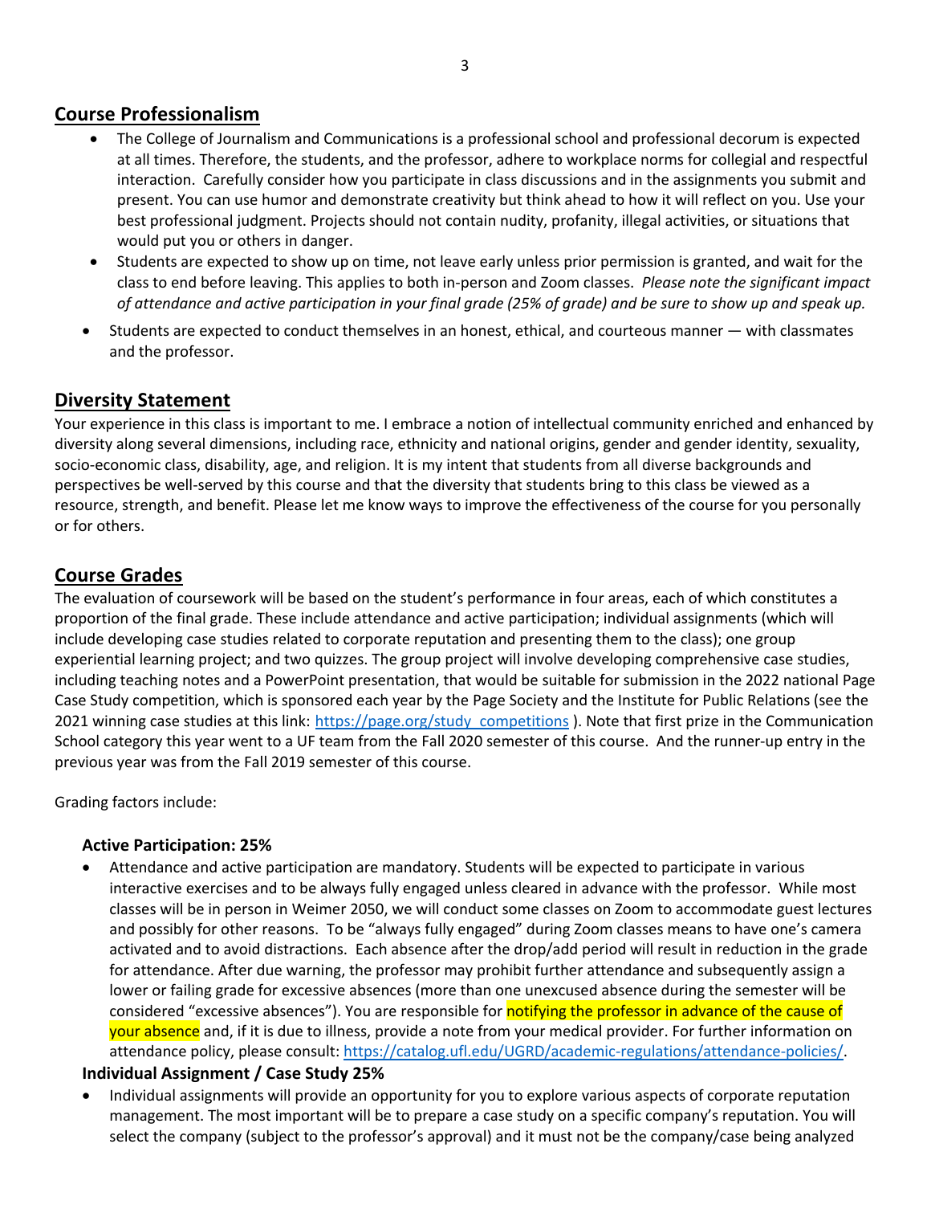## Course Professionalism

- The College of Journalism and Communications is a professional school and professional decorum is expected at all times. Therefore, the students, and the professor, adhere to workplace norms for collegial and respectful interaction. Carefully consider how you participate in class discussions and in the assignments you submit and present. You can use humor and demonstrate creativity but think ahead to how it will reflect on you. Use your best professional judgment. Projects should not contain nudity, profanity, illegal activities, or situations that would put you or others in danger.
- Students are expected to show up on time, not leave early unless prior permission is granted, and wait for the class to end before leaving. This applies to both in-person and Zoom classes. *Please note the significant impact of attendance and active participation in your final grade (25% of grade) and be sure to show up and speak up.*
- Students are expected to conduct themselves in an honest, ethical, and courteous manner — with classmates and the professor.

## Diversity Statement

Your experience in this class is important to me. I embrace a notion of intellectual community enriched and enhanced by diversity along several dimensions, including race, ethnicity and national origins, gender and gender identity, sexuality, socio-economic class, disability, age, and religion. It is my intent that students from all diverse backgrounds and perspectives be well-served by this course and that the diversity that students bring to this class be viewed as a resource, strength, and benefit. Please let me know ways to improve the effectiveness of the course for you personally or for others.

## Course Grades

The evaluation of coursework will be based on the student's performance in four areas, each of which constitutes a proportion of the final grade. These include attendance and active participation; individual assignments (which will include developing case studies related to corporate reputation and presenting them to the class); one group experiential learning project; and two quizzes. The group project will involve developing comprehensive case studies, including teaching notes and a PowerPoint presentation, that would be suitable for submission in the 2022 national Page Case Study competition, which is sponsored each year by the Page Society and the Institute for Public Relations (see the 2021 winning case studies at this link: https://page.org/study_competitions ). Note that first prize in the Communication School category this year went to a UF team from the Fall 2020 semester of this course. And the runner-up entry in the previous year was from the Fall 2019 semester of this course.

Grading factors include:

### Active Participation: 25%

- Attendance and active participation are mandatory. Students will be expected to participate in various interactive exercises and to be always fully engaged unless cleared in advance with the professor. While most classes will be in person in Weimer 2050, we will conduct some classes on Zoom to accommodate guest lectures and possibly for other reasons. To be "always fully engaged" during Zoom classes means to have one's camera activated and to avoid distractions. Each absence after the drop/add period will result in reduction in the grade for attendance. After due warning, the professor may prohibit further attendance and subsequently assign a lower or failing grade for excessive absences (more than one unexcused absence during the semester will be considered "excessive absences"). You are responsible for notifying the professor in advance of the cause of your absence and, if it is due to illness, provide a note from your medical provider. For further information on attendance policy, please consult: https://catalog.ufl.edu/UGRD/academic-regulations/attendance-policies/.

### Individual Assignment / Case Study 25%

- Individual assignments will provide an opportunity for you to explore various aspects of corporate reputation management. The most important will be to prepare a case study on a specific company's reputation. You will select the company (subject to the professor's approval) and it must not be the company/case being analyzed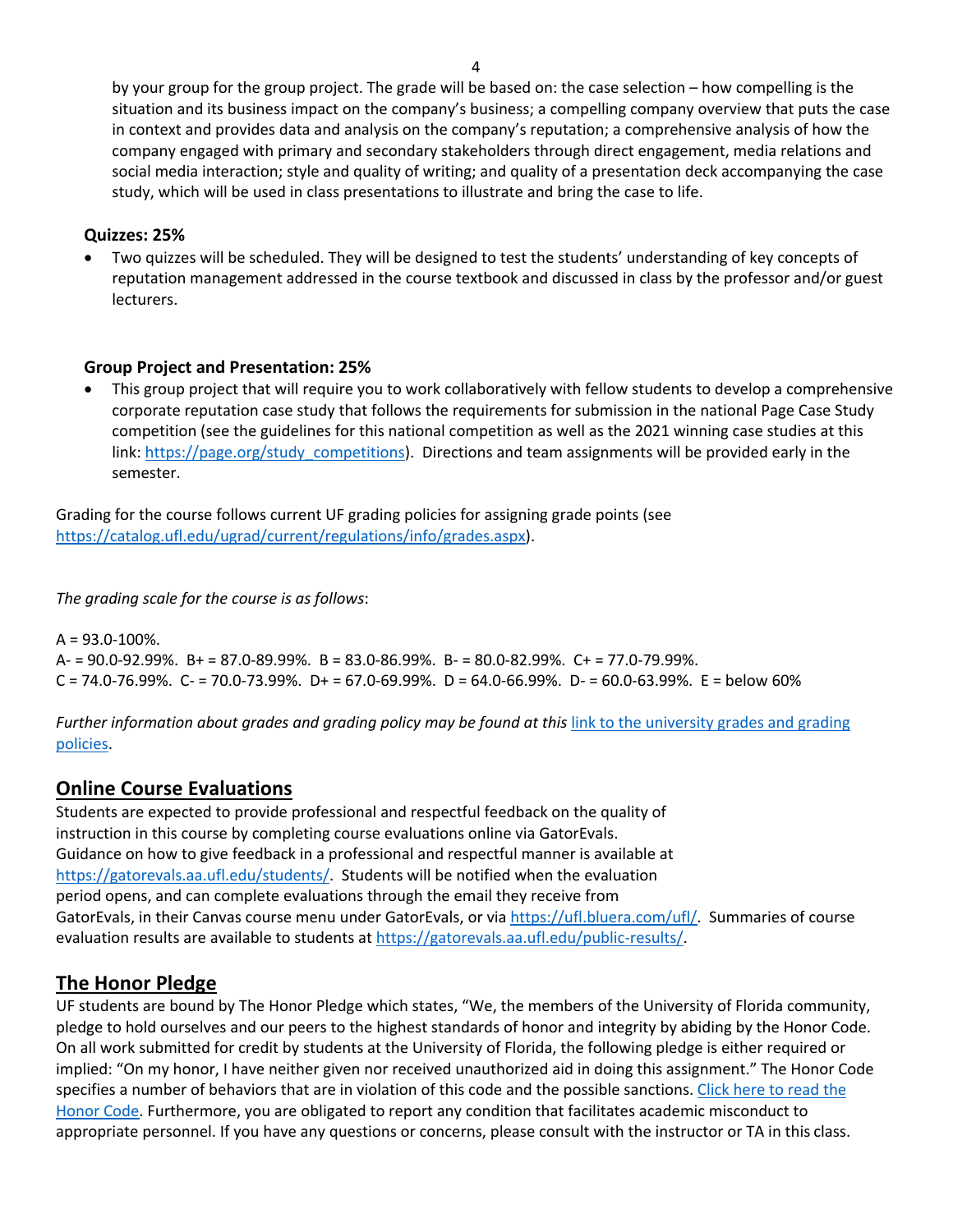by your group for the group project. The grade will be based on: the case selection – how compelling is the situation and its business impact on the company's business; a compelling company overview that puts the case in context and provides data and analysis on the company's reputation; a comprehensive analysis of how the company engaged with primary and secondary stakeholders through direct engagement, media relations and social media interaction; style and quality of writing; and quality of a presentation deck accompanying the case study, which will be used in class presentations to illustrate and bring the case to life.

**Quizzes: 25%**

- Two quizzes will be scheduled. They will be designed to test the students' understanding of key concepts of reputation management addressed in the course textbook and discussed in class by the professor and/or guest lecturers.

**Group Project and Presentation: 25%**

- This group project that will require you to work collaboratively with fellow students to develop a comprehensive corporate reputation case study that follows the requirements for submission in the national Page Case Study competition (see the guidelines for this national competition as well as the 2021 winning case studies at this link: [https://page.org/study_competitions](https://page.org/study_competitions)). Directions and team assignments will be provided early in the semester.

Grading for the course follows current UF grading policies for assigning grade points (see [https://catalog.ufl.edu/ugrad/current/regulations/info/grades.aspx](https://catalog.ufl.edu/ugrad/current/regulations/info/grades.aspx)).

*The grading scale for the course is as follows*:

A = 93.0-100%.
A- = 90.0-92.99%. B+ = 87.0-89.99%. B = 83.0-86.99%. B- = 80.0-82.99%. C+ = 77.0-79.99%.
C = 74.0-76.99%. C- = 70.0-73.99%. D+ = 67.0-69.99%. D = 64.0-66.99%. D- = 60.0-63.99%. E = below 60%

*Further information about grades and grading policy may be found at this* link to the university grades and grading policies.

## Online Course Evaluations

Students are expected to provide professional and respectful feedback on the quality of instruction in this course by completing course evaluations online via GatorEvals. Guidance on how to give feedback in a professional and respectful manner is available at [https://gatorevals.aa.ufl.edu/students/](https://gatorevals.aa.ufl.edu/students/). Students will be notified when the evaluation period opens, and can complete evaluations through the email they receive from GatorEvals, in their Canvas course menu under GatorEvals, or via [https://ufl.bluera.com/ufl/](https://ufl.bluera.com/ufl/). Summaries of course evaluation results are available to students at [https://gatorevals.aa.ufl.edu/public-results/](https://gatorevals.aa.ufl.edu/public-results/).

## The Honor Pledge

UF students are bound by The Honor Pledge which states, "We, the members of the University of Florida community, pledge to hold ourselves and our peers to the highest standards of honor and integrity by abiding by the Honor Code. On all work submitted for credit by students at the University of Florida, the following pledge is either required or implied: "On my honor, I have neither given nor received unauthorized aid in doing this assignment." The Honor Code specifies a number of behaviors that are in violation of this code and the possible sanctions. Click here to read the Honor Code. Furthermore, you are obligated to report any condition that facilitates academic misconduct to appropriate personnel. If you have any questions or concerns, please consult with the instructor or TA in this class.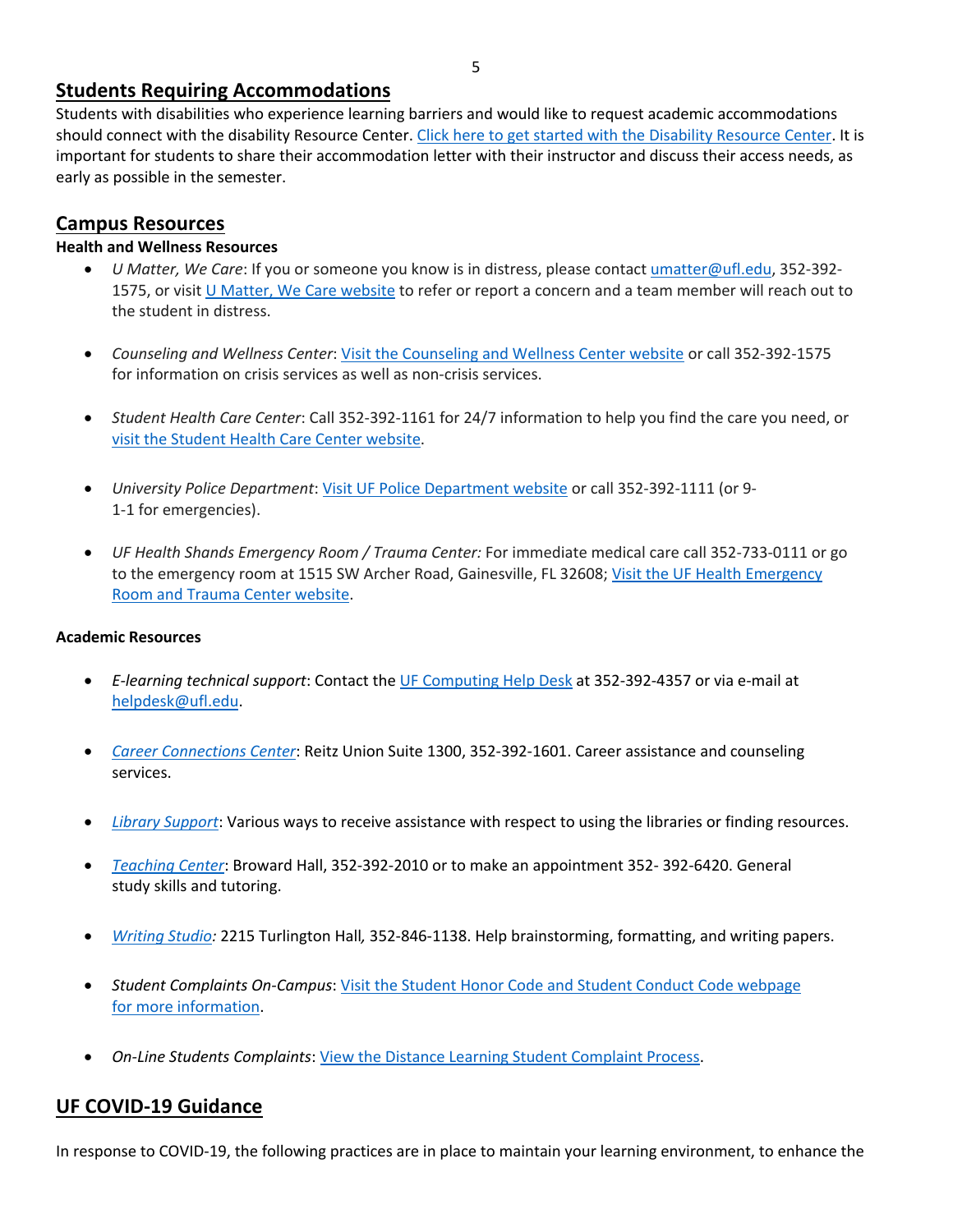## Students Requiring Accommodations

Students with disabilities who experience learning barriers and would like to request academic accommodations should connect with the disability Resource Center. Click here to get started with the Disability Resource Center. It is important for students to share their accommodation letter with their instructor and discuss their access needs, as early as possible in the semester.

## Campus Resources

### Health and Wellness Resources

- *U Matter, We Care*: If you or someone you know is in distress, please contact umatter@ufl.edu, 352-392-1575, or visit U Matter, We Care website to refer or report a concern and a team member will reach out to the student in distress.

- *Counseling and Wellness Center*: Visit the Counseling and Wellness Center website or call 352-392-1575 for information on crisis services as well as non-crisis services.

- *Student Health Care Center*: Call 352-392-1161 for 24/7 information to help you find the care you need, or visit the Student Health Care Center website.

- *University Police Department*: Visit UF Police Department website or call 352-392-1111 (or 9-1-1 for emergencies).

- *UF Health Shands Emergency Room / Trauma Center:* For immediate medical care call 352-733-0111 or go to the emergency room at 1515 SW Archer Road, Gainesville, FL 32608; Visit the UF Health Emergency Room and Trauma Center website.

### Academic Resources

- *E-learning technical support*: Contact the UF Computing Help Desk at 352-392-4357 or via e-mail at helpdesk@ufl.edu.

- *Career Connections Center*: Reitz Union Suite 1300, 352-392-1601. Career assistance and counseling services.

- *Library Support*: Various ways to receive assistance with respect to using the libraries or finding resources.

- *Teaching Center*: Broward Hall, 352-392-2010 or to make an appointment 352- 392-6420. General study skills and tutoring.

- *Writing Studio:* 2215 Turlington Hall*,* 352-846-1138. Help brainstorming, formatting, and writing papers.

- *Student Complaints On-Campus*: Visit the Student Honor Code and Student Conduct Code webpage for more information.

- *On-Line Students Complaints*: View the Distance Learning Student Complaint Process.

## UF COVID-19 Guidance

In response to COVID-19, the following practices are in place to maintain your learning environment, to enhance the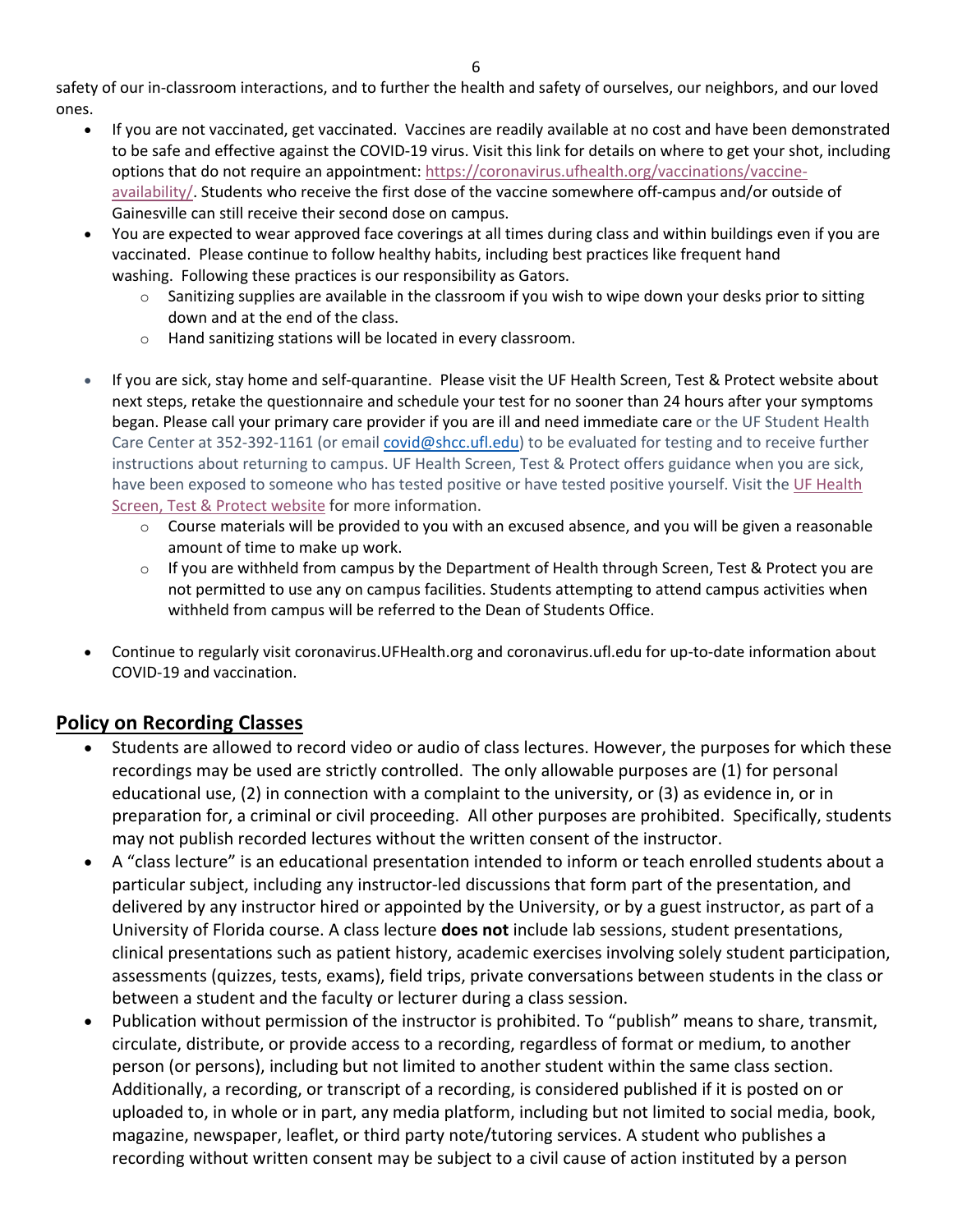safety of our in-classroom interactions, and to further the health and safety of ourselves, our neighbors, and our loved ones.

- If you are not vaccinated, get vaccinated. Vaccines are readily available at no cost and have been demonstrated to be safe and effective against the COVID-19 virus. Visit this link for details on where to get your shot, including options that do not require an appointment: [https://coronavirus.ufhealth.org/vaccinations/vaccine-availability/](https://coronavirus.ufhealth.org/vaccinations/vaccine-availability/). Students who receive the first dose of the vaccine somewhere off-campus and/or outside of Gainesville can still receive their second dose on campus.
- You are expected to wear approved face coverings at all times during class and within buildings even if you are vaccinated. Please continue to follow healthy habits, including best practices like frequent hand washing. Following these practices is our responsibility as Gators.
  - Sanitizing supplies are available in the classroom if you wish to wipe down your desks prior to sitting down and at the end of the class.
  - Hand sanitizing stations will be located in every classroom.
- If you are sick, stay home and self-quarantine. Please visit the UF Health Screen, Test & Protect website about next steps, retake the questionnaire and schedule your test for no sooner than 24 hours after your symptoms began. Please call your primary care provider if you are ill and need immediate care or the UF Student Health Care Center at 352-392-1161 (or email [covid@shcc.ufl.edu](mailto:covid@shcc.ufl.edu)) to be evaluated for testing and to receive further instructions about returning to campus. UF Health Screen, Test & Protect offers guidance when you are sick, have been exposed to someone who has tested positive or have tested positive yourself. Visit the UF Health Screen, Test & Protect website for more information.
  - Course materials will be provided to you with an excused absence, and you will be given a reasonable amount of time to make up work.
  - If you are withheld from campus by the Department of Health through Screen, Test & Protect you are not permitted to use any on campus facilities. Students attempting to attend campus activities when withheld from campus will be referred to the Dean of Students Office.
- Continue to regularly visit coronavirus.UFHealth.org and coronavirus.ufl.edu for up-to-date information about COVID-19 and vaccination.

## Policy on Recording Classes

- Students are allowed to record video or audio of class lectures. However, the purposes for which these recordings may be used are strictly controlled. The only allowable purposes are (1) for personal educational use, (2) in connection with a complaint to the university, or (3) as evidence in, or in preparation for, a criminal or civil proceeding. All other purposes are prohibited. Specifically, students may not publish recorded lectures without the written consent of the instructor.
- A "class lecture" is an educational presentation intended to inform or teach enrolled students about a particular subject, including any instructor-led discussions that form part of the presentation, and delivered by any instructor hired or appointed by the University, or by a guest instructor, as part of a University of Florida course. A class lecture **does not** include lab sessions, student presentations, clinical presentations such as patient history, academic exercises involving solely student participation, assessments (quizzes, tests, exams), field trips, private conversations between students in the class or between a student and the faculty or lecturer during a class session.
- Publication without permission of the instructor is prohibited. To "publish" means to share, transmit, circulate, distribute, or provide access to a recording, regardless of format or medium, to another person (or persons), including but not limited to another student within the same class section. Additionally, a recording, or transcript of a recording, is considered published if it is posted on or uploaded to, in whole or in part, any media platform, including but not limited to social media, book, magazine, newspaper, leaflet, or third party note/tutoring services. A student who publishes a recording without written consent may be subject to a civil cause of action instituted by a person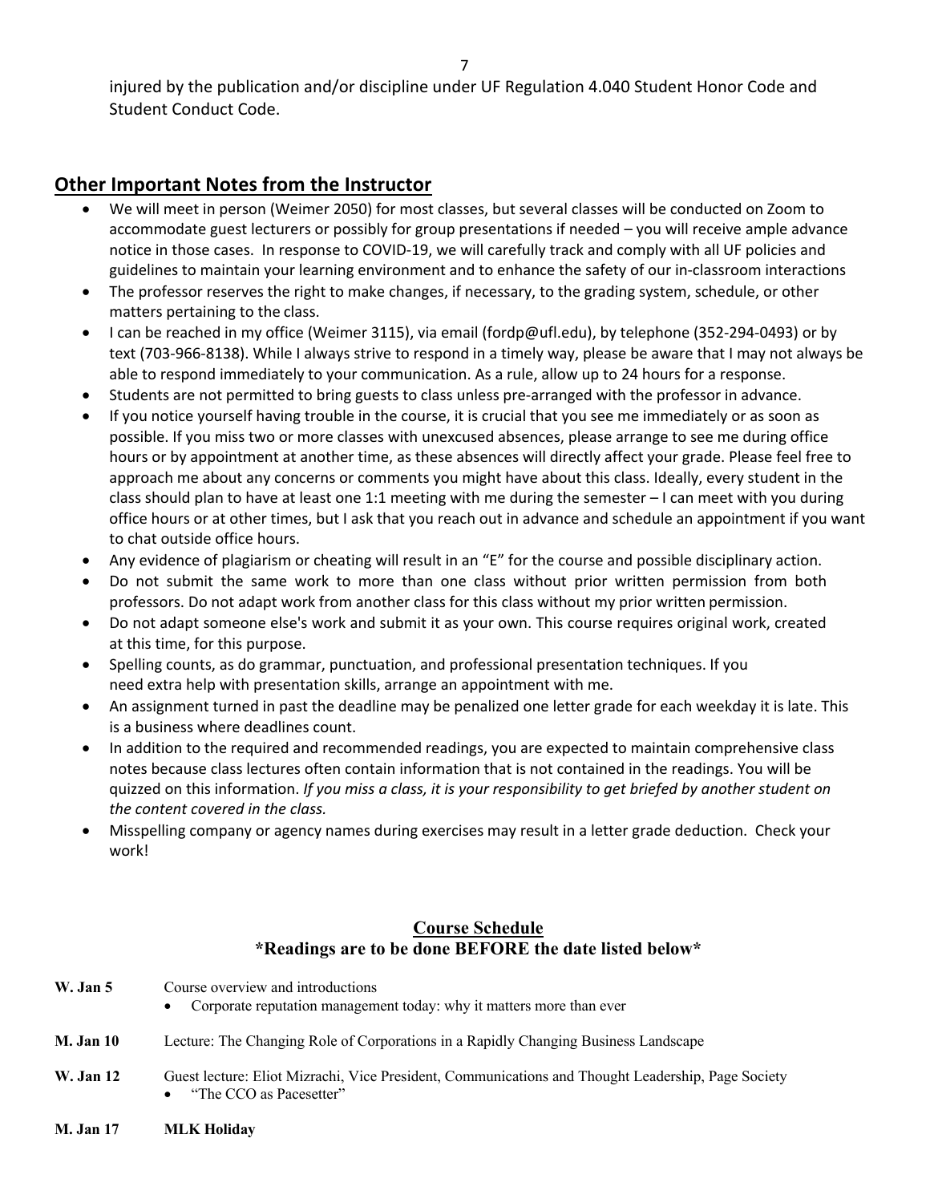injured by the publication and/or discipline under UF Regulation 4.040 Student Honor Code and Student Conduct Code.

## Other Important Notes from the Instructor

- We will meet in person (Weimer 2050) for most classes, but several classes will be conducted on Zoom to accommodate guest lecturers or possibly for group presentations if needed – you will receive ample advance notice in those cases. In response to COVID-19, we will carefully track and comply with all UF policies and guidelines to maintain your learning environment and to enhance the safety of our in-classroom interactions
- The professor reserves the right to make changes, if necessary, to the grading system, schedule, or other matters pertaining to the class.
- I can be reached in my office (Weimer 3115), via email (fordp@ufl.edu), by telephone (352-294-0493) or by text (703-966-8138). While I always strive to respond in a timely way, please be aware that I may not always be able to respond immediately to your communication. As a rule, allow up to 24 hours for a response.
- Students are not permitted to bring guests to class unless pre-arranged with the professor in advance.
- If you notice yourself having trouble in the course, it is crucial that you see me immediately or as soon as possible. If you miss two or more classes with unexcused absences, please arrange to see me during office hours or by appointment at another time, as these absences will directly affect your grade. Please feel free to approach me about any concerns or comments you might have about this class. Ideally, every student in the class should plan to have at least one 1:1 meeting with me during the semester – I can meet with you during office hours or at other times, but I ask that you reach out in advance and schedule an appointment if you want to chat outside office hours.
- Any evidence of plagiarism or cheating will result in an "E" for the course and possible disciplinary action.
- Do not submit the same work to more than one class without prior written permission from both professors. Do not adapt work from another class for this class without my prior written permission.
- Do not adapt someone else's work and submit it as your own. This course requires original work, created at this time, for this purpose.
- Spelling counts, as do grammar, punctuation, and professional presentation techniques. If you need extra help with presentation skills, arrange an appointment with me.
- An assignment turned in past the deadline may be penalized one letter grade for each weekday it is late. This is a business where deadlines count.
- In addition to the required and recommended readings, you are expected to maintain comprehensive class notes because class lectures often contain information that is not contained in the readings. You will be quizzed on this information. *If you miss a class, it is your responsibility to get briefed by another student on the content covered in the class.*
- Misspelling company or agency names during exercises may result in a letter grade deduction. Check your work!

## Course Schedule

**\*Readings are to be done BEFORE the date listed below\***

**W. Jan 5** Course overview and introductions
- Corporate reputation management today: why it matters more than ever

**M. Jan 10** Lecture: The Changing Role of Corporations in a Rapidly Changing Business Landscape

**W. Jan 12** Guest lecture: Eliot Mizrachi, Vice President, Communications and Thought Leadership, Page Society
- "The CCO as Pacesetter"

**M. Jan 17** **MLK Holiday**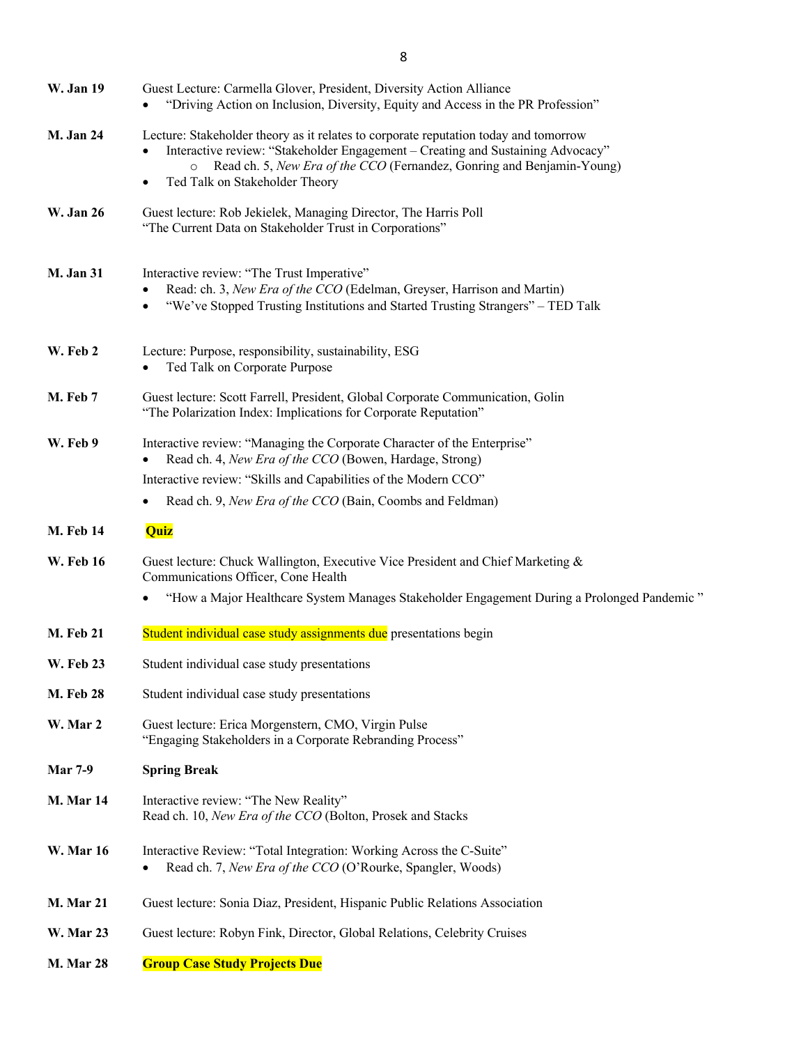| | |
|---|---|
| **W. Jan 19** | Guest Lecture: Carmella Glover, President, Diversity Action Alliance<br>• "Driving Action on Inclusion, Diversity, Equity and Access in the PR Profession" |
| **M. Jan 24** | Lecture: Stakeholder theory as it relates to corporate reputation today and tomorrow<br>• Interactive review: "Stakeholder Engagement – Creating and Sustaining Advocacy"<br>  ○ Read ch. 5, *New Era of the CCO* (Fernandez, Gonring and Benjamin-Young)<br>• Ted Talk on Stakeholder Theory |
| **W. Jan 26** | Guest lecture: Rob Jekielek, Managing Director, The Harris Poll<br>"The Current Data on Stakeholder Trust in Corporations" |
| **M. Jan 31** | Interactive review: "The Trust Imperative"<br>• Read: ch. 3, *New Era of the CCO* (Edelman, Greyser, Harrison and Martin)<br>• "We've Stopped Trusting Institutions and Started Trusting Strangers" – TED Talk |
| **W. Feb 2** | Lecture: Purpose, responsibility, sustainability, ESG<br>• Ted Talk on Corporate Purpose |
| **M. Feb 7** | Guest lecture: Scott Farrell, President, Global Corporate Communication, Golin<br>"The Polarization Index: Implications for Corporate Reputation" |
| **W. Feb 9** | Interactive review: "Managing the Corporate Character of the Enterprise"<br>• Read ch. 4, *New Era of the CCO* (Bowen, Hardage, Strong)<br>Interactive review: "Skills and Capabilities of the Modern CCO"<br>• Read ch. 9, *New Era of the CCO* (Bain, Coombs and Feldman) |
| **M. Feb 14** | **Quiz** |
| **W. Feb 16** | Guest lecture: Chuck Wallington, Executive Vice President and Chief Marketing & Communications Officer, Cone Health<br>• "How a Major Healthcare System Manages Stakeholder Engagement During a Prolonged Pandemic " |
| **M. Feb 21** | Student individual case study assignments due presentations begin |
| **W. Feb 23** | Student individual case study presentations |
| **M. Feb 28** | Student individual case study presentations |
| **W. Mar 2** | Guest lecture: Erica Morgenstern, CMO, Virgin Pulse<br>"Engaging Stakeholders in a Corporate Rebranding Process" |
| **Mar 7-9** | **Spring Break** |
| **M. Mar 14** | Interactive review: "The New Reality"<br>Read ch. 10, *New Era of the CCO* (Bolton, Prosek and Stacks |
| **W. Mar 16** | Interactive Review: "Total Integration: Working Across the C-Suite"<br>• Read ch. 7, *New Era of the CCO* (O'Rourke, Spangler, Woods) |
| **M. Mar 21** | Guest lecture: Sonia Diaz, President, Hispanic Public Relations Association |
| **W. Mar 23** | Guest lecture: Robyn Fink, Director, Global Relations, Celebrity Cruises |
| **M. Mar 28** | **Group Case Study Projects Due** |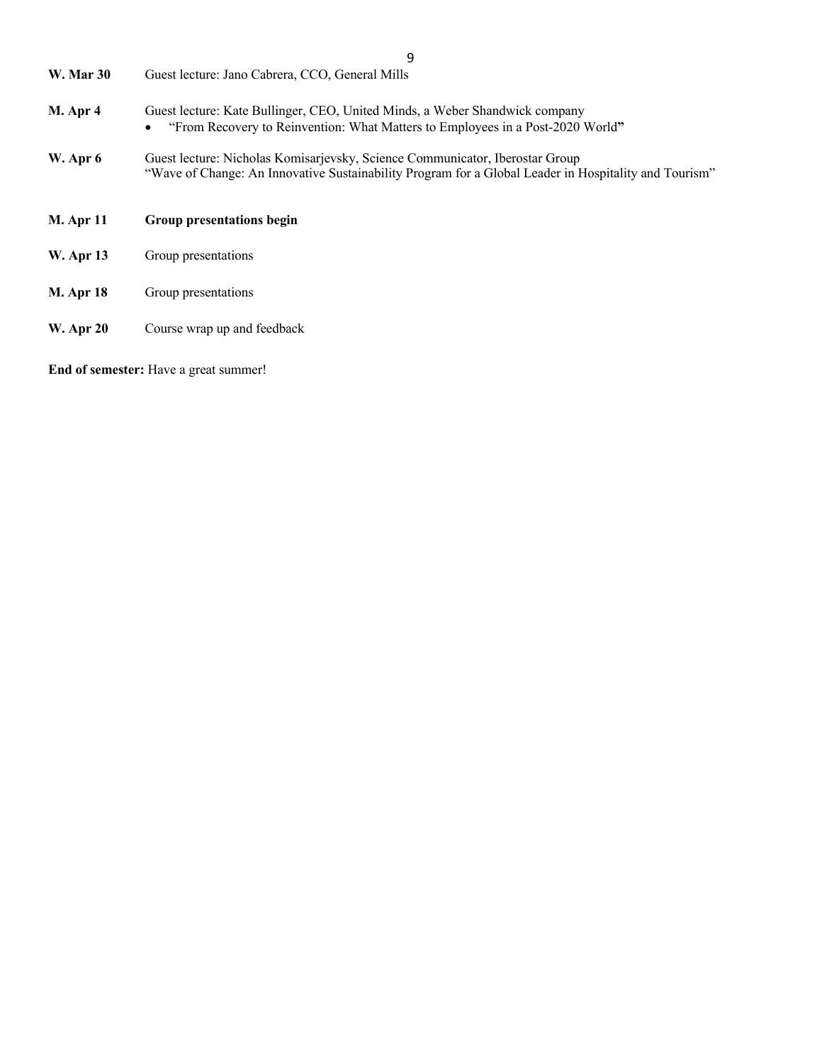**W. Mar 30** Guest lecture: Jano Cabrera, CCO, General Mills

**M. Apr 4** Guest lecture: Kate Bullinger, CEO, United Minds, a Weber Shandwick company

- "From Recovery to Reinvention: What Matters to Employees in a Post-2020 World**"**

**W. Apr 6** Guest lecture: Nicholas Komisarjevsky, Science Communicator, Iberostar Group
"Wave of Change: An Innovative Sustainability Program for a Global Leader in Hospitality and Tourism"

**M. Apr 11** **Group presentations begin**

**W. Apr 13** Group presentations

**M. Apr 18** Group presentations

**W. Apr 20** Course wrap up and feedback

**End of semester:** Have a great summer!